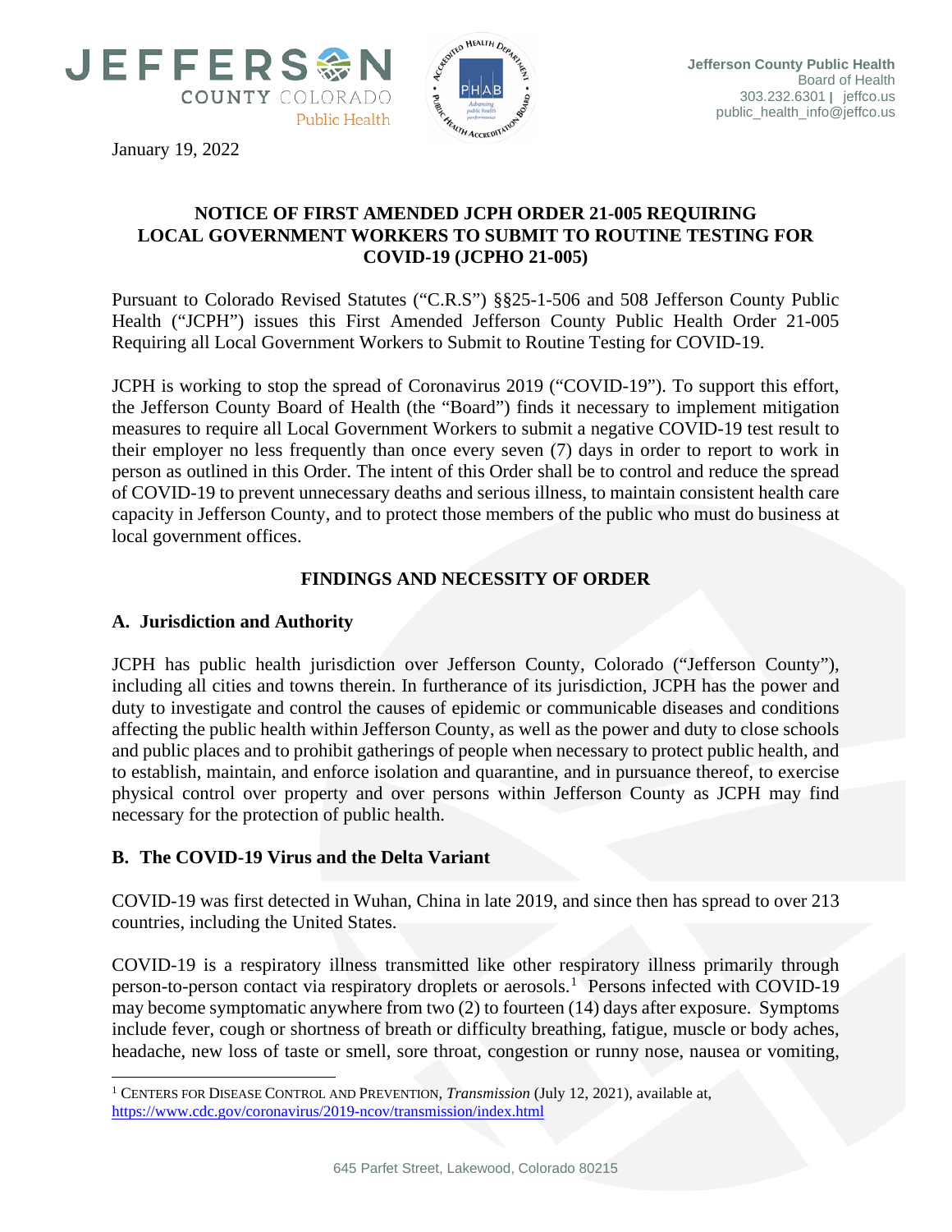Jefferson County Public Health
Board of Health
303.232.6301 | jeffco.us
public_health_info@jeffco.us

January 19, 2022

## NOTICE OF FIRST AMENDED JCPH ORDER 21-005 REQUIRING LOCAL GOVERNMENT WORKERS TO SUBMIT TO ROUTINE TESTING FOR COVID-19 (JCPHO 21-005)

Pursuant to Colorado Revised Statutes ("C.R.S") §§25-1-506 and 508 Jefferson County Public Health ("JCPH") issues this First Amended Jefferson County Public Health Order 21-005 Requiring all Local Government Workers to Submit to Routine Testing for COVID-19.

JCPH is working to stop the spread of Coronavirus 2019 ("COVID-19"). To support this effort, the Jefferson County Board of Health (the "Board") finds it necessary to implement mitigation measures to require all Local Government Workers to submit a negative COVID-19 test result to their employer no less frequently than once every seven (7) days in order to report to work in person as outlined in this Order. The intent of this Order shall be to control and reduce the spread of COVID-19 to prevent unnecessary deaths and serious illness, to maintain consistent health care capacity in Jefferson County, and to protect those members of the public who must do business at local government offices.

## FINDINGS AND NECESSITY OF ORDER

### A. Jurisdiction and Authority

JCPH has public health jurisdiction over Jefferson County, Colorado ("Jefferson County"), including all cities and towns therein. In furtherance of its jurisdiction, JCPH has the power and duty to investigate and control the causes of epidemic or communicable diseases and conditions affecting the public health within Jefferson County, as well as the power and duty to close schools and public places and to prohibit gatherings of people when necessary to protect public health, and to establish, maintain, and enforce isolation and quarantine, and in pursuance thereof, to exercise physical control over property and over persons within Jefferson County as JCPH may find necessary for the protection of public health.

### B. The COVID-19 Virus and the Delta Variant

COVID-19 was first detected in Wuhan, China in late 2019, and since then has spread to over 213 countries, including the United States.

COVID-19 is a respiratory illness transmitted like other respiratory illness primarily through person-to-person contact via respiratory droplets or aerosols.[1] Persons infected with COVID-19 may become symptomatic anywhere from two (2) to fourteen (14) days after exposure. Symptoms include fever, cough or shortness of breath or difficulty breathing, fatigue, muscle or body aches, headache, new loss of taste or smell, sore throat, congestion or runny nose, nausea or vomiting,

[1] CENTERS FOR DISEASE CONTROL AND PREVENTION, *Transmission* (July 12, 2021), available at, https://www.cdc.gov/coronavirus/2019-ncov/transmission/index.html

645 Parfet Street, Lakewood, Colorado 80215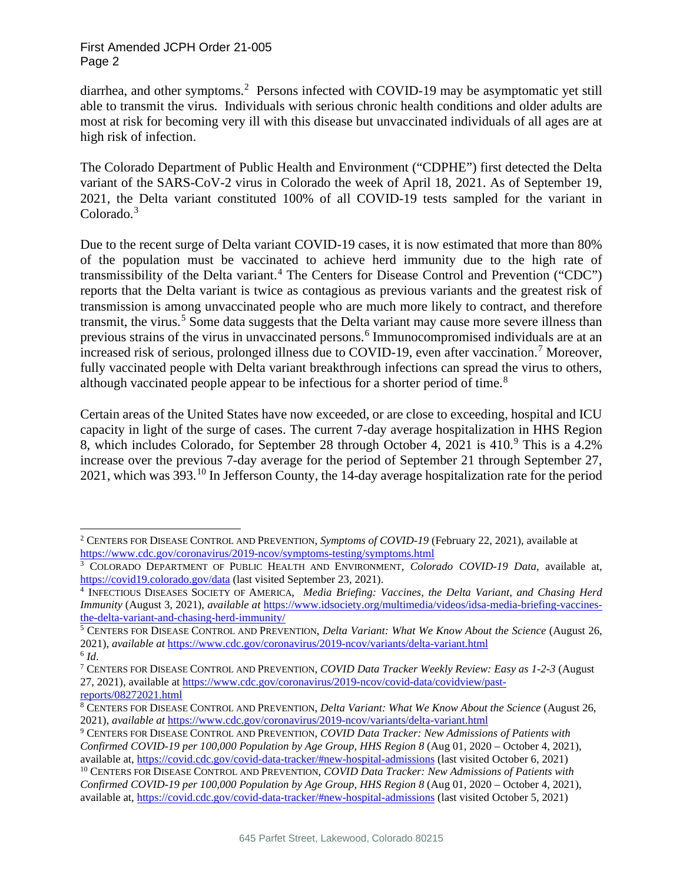diarrhea, and other symptoms.[2] Persons infected with COVID-19 may be asymptomatic yet still able to transmit the virus. Individuals with serious chronic health conditions and older adults are most at risk for becoming very ill with this disease but unvaccinated individuals of all ages are at high risk of infection.

The Colorado Department of Public Health and Environment ("CDPHE") first detected the Delta variant of the SARS-CoV-2 virus in Colorado the week of April 18, 2021. As of September 19, 2021, the Delta variant constituted 100% of all COVID-19 tests sampled for the variant in Colorado.[3]

Due to the recent surge of Delta variant COVID-19 cases, it is now estimated that more than 80% of the population must be vaccinated to achieve herd immunity due to the high rate of transmissibility of the Delta variant.[4] The Centers for Disease Control and Prevention ("CDC") reports that the Delta variant is twice as contagious as previous variants and the greatest risk of transmission is among unvaccinated people who are much more likely to contract, and therefore transmit, the virus.[5] Some data suggests that the Delta variant may cause more severe illness than previous strains of the virus in unvaccinated persons.[6] Immunocompromised individuals are at an increased risk of serious, prolonged illness due to COVID-19, even after vaccination.[7] Moreover, fully vaccinated people with Delta variant breakthrough infections can spread the virus to others, although vaccinated people appear to be infectious for a shorter period of time.[8]

Certain areas of the United States have now exceeded, or are close to exceeding, hospital and ICU capacity in light of the surge of cases. The current 7-day average hospitalization in HHS Region 8, which includes Colorado, for September 28 through October 4, 2021 is 410.[9] This is a 4.2% increase over the previous 7-day average for the period of September 21 through September 27, 2021, which was 393.[10] In Jefferson County, the 14-day average hospitalization rate for the period

---

[2] CENTERS FOR DISEASE CONTROL AND PREVENTION, *Symptoms of COVID-19* (February 22, 2021), available at https://www.cdc.gov/coronavirus/2019-ncov/symptoms-testing/symptoms.html

[3] COLORADO DEPARTMENT OF PUBLIC HEALTH AND ENVIRONMENT, *Colorado COVID-19 Data*, available at, https://covid19.colorado.gov/data (last visited September 23, 2021).

[4] INFECTIOUS DISEASES SOCIETY OF AMERICA, *Media Briefing: Vaccines, the Delta Variant, and Chasing Herd Immunity* (August 3, 2021), *available at* https://www.idsociety.org/multimedia/videos/idsa-media-briefing-vaccines-the-delta-variant-and-chasing-herd-immunity/

[5] CENTERS FOR DISEASE CONTROL AND PREVENTION, *Delta Variant: What We Know About the Science* (August 26, 2021), *available at* https://www.cdc.gov/coronavirus/2019-ncov/variants/delta-variant.html

[6] *Id*.

[7] CENTERS FOR DISEASE CONTROL AND PREVENTION, *COVID Data Tracker Weekly Review: Easy as 1-2-3* (August 27, 2021), available at https://www.cdc.gov/coronavirus/2019-ncov/covid-data/covidview/past-reports/08272021.html

[8] CENTERS FOR DISEASE CONTROL AND PREVENTION, *Delta Variant: What We Know About the Science* (August 26, 2021), *available at* https://www.cdc.gov/coronavirus/2019-ncov/variants/delta-variant.html

[9] CENTERS FOR DISEASE CONTROL AND PREVENTION, *COVID Data Tracker: New Admissions of Patients with Confirmed COVID-19 per 100,000 Population by Age Group, HHS Region 8* (Aug 01, 2020 – October 4, 2021), available at, https://covid.cdc.gov/covid-data-tracker/#new-hospital-admissions (last visited October 6, 2021)

[10] CENTERS FOR DISEASE CONTROL AND PREVENTION, *COVID Data Tracker: New Admissions of Patients with Confirmed COVID-19 per 100,000 Population by Age Group, HHS Region 8* (Aug 01, 2020 – October 4, 2021), available at, https://covid.cdc.gov/covid-data-tracker/#new-hospital-admissions (last visited October 5, 2021)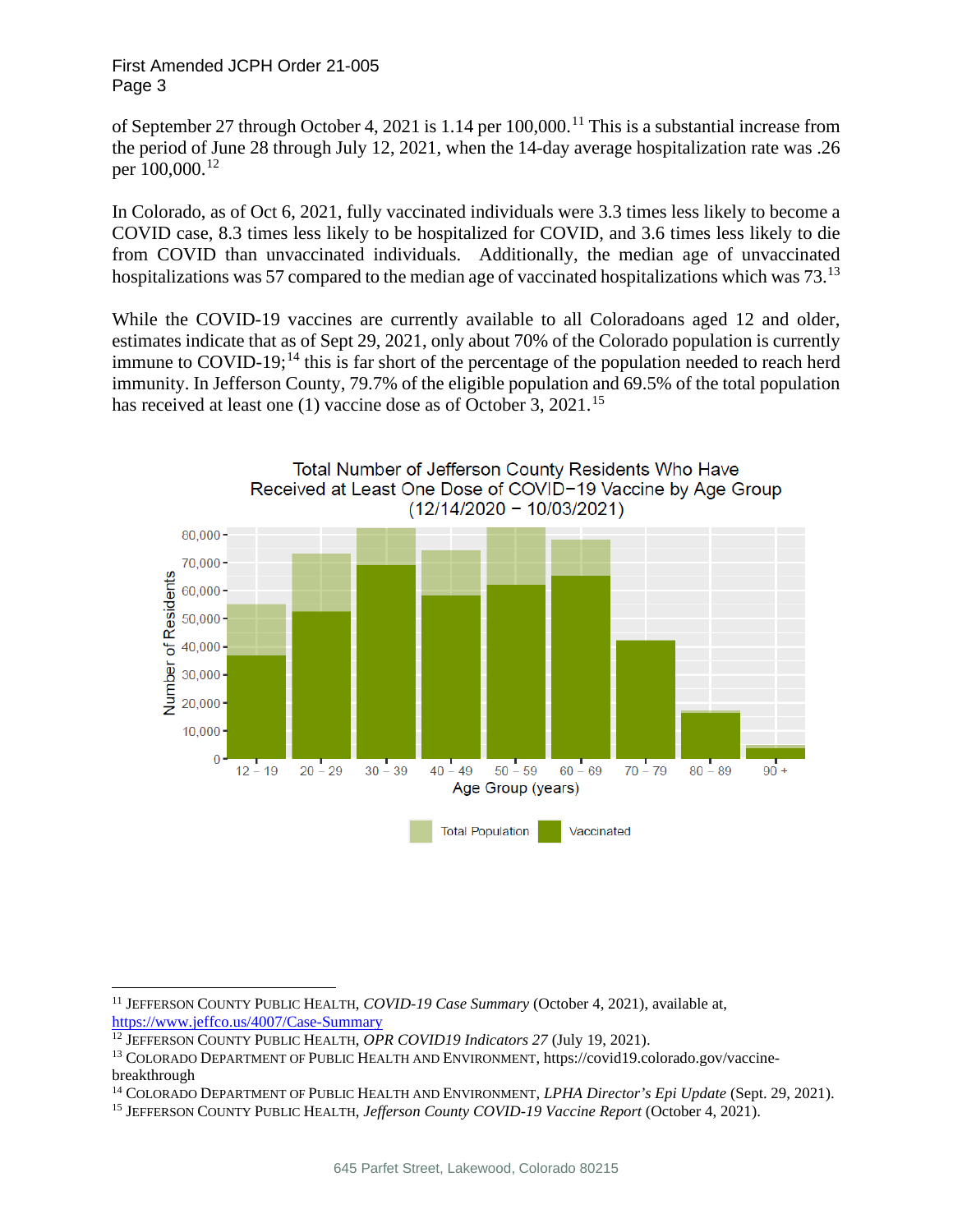of September 27 through October 4, 2021 is 1.14 per 100,000.[11] This is a substantial increase from the period of June 28 through July 12, 2021, when the 14-day average hospitalization rate was .26 per 100,000.[12]

In Colorado, as of Oct 6, 2021, fully vaccinated individuals were 3.3 times less likely to become a COVID case, 8.3 times less likely to be hospitalized for COVID, and 3.6 times less likely to die from COVID than unvaccinated individuals. Additionally, the median age of unvaccinated hospitalizations was 57 compared to the median age of vaccinated hospitalizations which was 73.[13]

While the COVID-19 vaccines are currently available to all Coloradoans aged 12 and older, estimates indicate that as of Sept 29, 2021, only about 70% of the Colorado population is currently immune to COVID-19;[14] this is far short of the percentage of the population needed to reach herd immunity. In Jefferson County, 79.7% of the eligible population and 69.5% of the total population has received at least one (1) vaccine dose as of October 3, 2021.[15]

Total Number of Jefferson County Residents Who Have Received at Least One Dose of COVID−19 Vaccine by Age Group (12/14/2020 − 10/03/2021)

Number of Residents

0
10,000
20,000
30,000
40,000
50,000
60,000
70,000
80,000

12 − 19
20 − 29
30 − 39
40 − 49
50 − 59
60 − 69
70 − 79
80 − 89
90 +

Age Group (years)

Total Population
Vaccinated

---

[11] JEFFERSON COUNTY PUBLIC HEALTH, *COVID-19 Case Summary* (October 4, 2021), available at, https://www.jeffco.us/4007/Case-Summary

[12] JEFFERSON COUNTY PUBLIC HEALTH, *OPR COVID19 Indicators 27* (July 19, 2021).

[13] COLORADO DEPARTMENT OF PUBLIC HEALTH AND ENVIRONMENT, https://covid19.colorado.gov/vaccine-breakthrough

[14] COLORADO DEPARTMENT OF PUBLIC HEALTH AND ENVIRONMENT, *LPHA Director's Epi Update* (Sept. 29, 2021).

[15] JEFFERSON COUNTY PUBLIC HEALTH, *Jefferson County COVID-19 Vaccine Report* (October 4, 2021).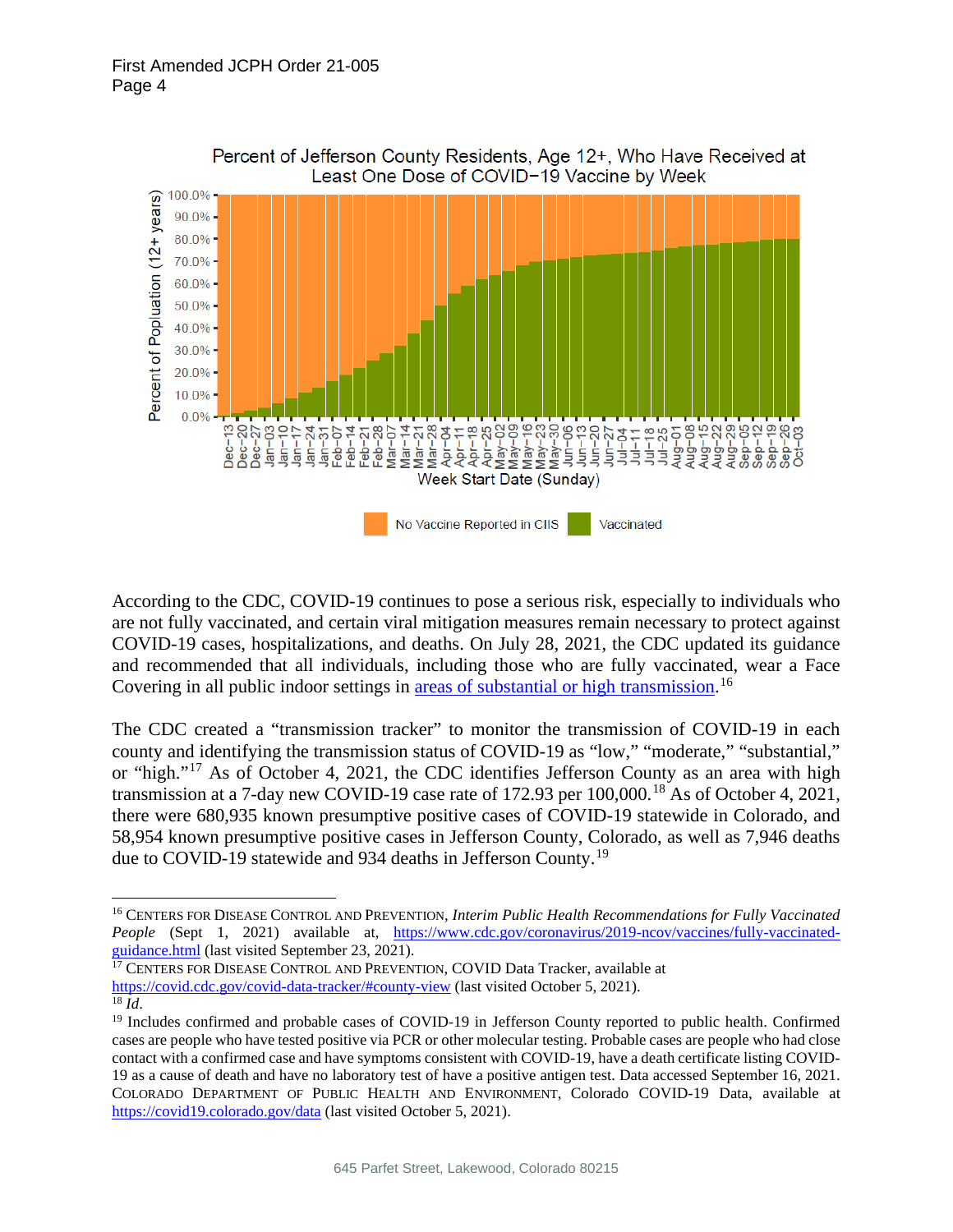Percent of Jefferson County Residents, Age 12+, Who Have Received at Least One Dose of COVID−19 Vaccine by Week

Percent of Popluation (12+ years)

100.0%
90.0%
80.0%
70.0%
60.0%
50.0%
40.0%
30.0%
20.0%
10.0%
0.0%

Dec−13 Dec−20 Dec−27 Jan−03 Jan−10 Jan−17 Jan−24 Jan−31 Feb−07 Feb−14 Feb−21 Feb−28 Mar−07 Mar−14 Mar−21 Mar−28 Apr−04 Apr−11 Apr−18 Apr−25 May−02 May−09 May−16 May−23 May−30 Jun−06 Jun−13 Jun−20 Jun−27 Jul−04 Jul−11 Jul−18 Jul−25 Aug−01 Aug−08 Aug−15 Aug−22 Aug−29 Sep−05 Sep−12 Sep−19 Sep−26 Oct−03

Week Start Date (Sunday)

No Vaccine Reported in CIIS    Vaccinated

According to the CDC, COVID-19 continues to pose a serious risk, especially to individuals who are not fully vaccinated, and certain viral mitigation measures remain necessary to protect against COVID-19 cases, hospitalizations, and deaths. On July 28, 2021, the CDC updated its guidance and recommended that all individuals, including those who are fully vaccinated, wear a Face Covering in all public indoor settings in areas of substantial or high transmission.[16]

The CDC created a "transmission tracker" to monitor the transmission of COVID-19 in each county and identifying the transmission status of COVID-19 as "low," "moderate," "substantial," or "high."[17] As of October 4, 2021, the CDC identifies Jefferson County as an area with high transmission at a 7-day new COVID-19 case rate of 172.93 per 100,000.[18] As of October 4, 2021, there were 680,935 known presumptive positive cases of COVID-19 statewide in Colorado, and 58,954 known presumptive positive cases in Jefferson County, Colorado, as well as 7,946 deaths due to COVID-19 statewide and 934 deaths in Jefferson County.[19]

---

[16] CENTERS FOR DISEASE CONTROL AND PREVENTION, *Interim Public Health Recommendations for Fully Vaccinated People* (Sept 1, 2021) available at, https://www.cdc.gov/coronavirus/2019-ncov/vaccines/fully-vaccinated-guidance.html (last visited September 23, 2021).

[17] CENTERS FOR DISEASE CONTROL AND PREVENTION, COVID Data Tracker, available at https://covid.cdc.gov/covid-data-tracker/#county-view (last visited October 5, 2021).

[18] *Id.*

[19] Includes confirmed and probable cases of COVID-19 in Jefferson County reported to public health. Confirmed cases are people who have tested positive via PCR or other molecular testing. Probable cases are people who had close contact with a confirmed case and have symptoms consistent with COVID-19, have a death certificate listing COVID-19 as a cause of death and have no laboratory test of have a positive antigen test. Data accessed September 16, 2021. COLORADO DEPARTMENT OF PUBLIC HEALTH AND ENVIRONMENT, Colorado COVID-19 Data, available at https://covid19.colorado.gov/data (last visited October 5, 2021).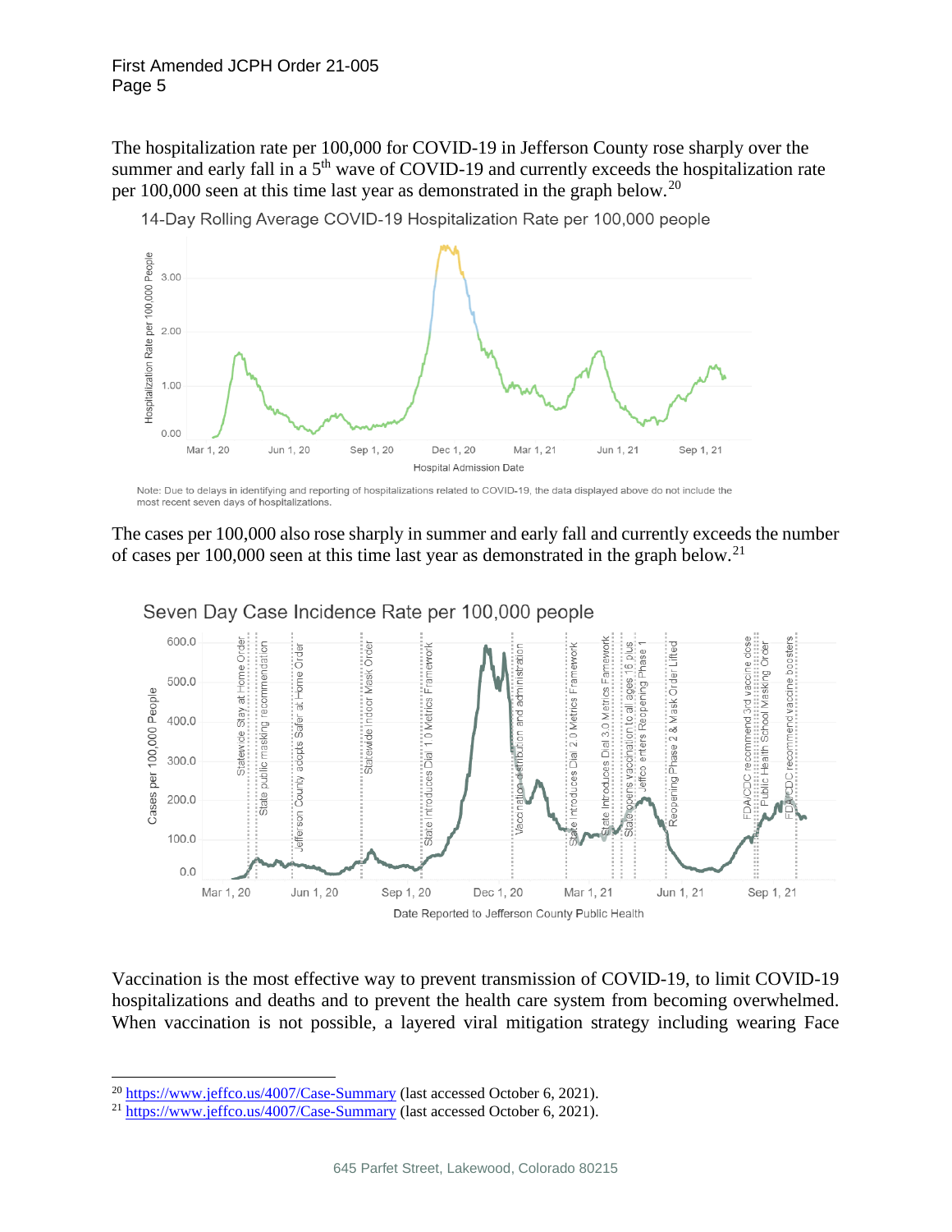The hospitalization rate per 100,000 for COVID-19 in Jefferson County rose sharply over the summer and early fall in a 5th wave of COVID-19 and currently exceeds the hospitalization rate per 100,000 seen at this time last year as demonstrated in the graph below.[20]

14-Day Rolling Average COVID-19 Hospitalization Rate per 100,000 people

Hospitalization Rate per 100,000 People

3.00
2.00
1.00
0.00

Mar 1, 20
Jun 1, 20
Sep 1, 20
Dec 1, 20
Mar 1, 21
Jun 1, 21
Sep 1, 21

Hospital Admission Date

Note: Due to delays in identifying and reporting of hospitalizations related to COVID-19, the data displayed above do not include the most recent seven days of hospitalizations.

The cases per 100,000 also rose sharply in summer and early fall and currently exceeds the number of cases per 100,000 seen at this time last year as demonstrated in the graph below.[21]

Seven Day Case Incidence Rate per 100,000 people

Cases per 100,000 People

600.0
500.0
400.0
300.0
200.0
100.0
0.0

Statewide Stay at Home Order
State public masking recommendation
Jefferson County adopts Safer at Home Order
Statewide Indoor Mask Order
State Introduces Dial 1.0 Metrics Framework
Vaccination distribution and administration
State Introduces Dial 2.0 Metrics Framework
State Introduces Dial 3.0 Metrics Famework
State opens vaccination to all ages 16 plus
Jeffco enters Reopening Phase 1
Reopening Phase 2 & Mask Order Lifted
FDA/CDC recommend 3rd vaccine dose
Public Health School Masking Order
FDA/CDC recommend vaccine boosters

Mar 1, 20
Jun 1, 20
Sep 1, 20
Dec 1, 20
Mar 1, 21
Jun 1, 21
Sep 1, 21

Date Reported to Jefferson County Public Health

Vaccination is the most effective way to prevent transmission of COVID-19, to limit COVID-19 hospitalizations and deaths and to prevent the health care system from becoming overwhelmed. When vaccination is not possible, a layered viral mitigation strategy including wearing Face

---

[20] https://www.jeffco.us/4007/Case-Summary (last accessed October 6, 2021).

[21] https://www.jeffco.us/4007/Case-Summary (last accessed October 6, 2021).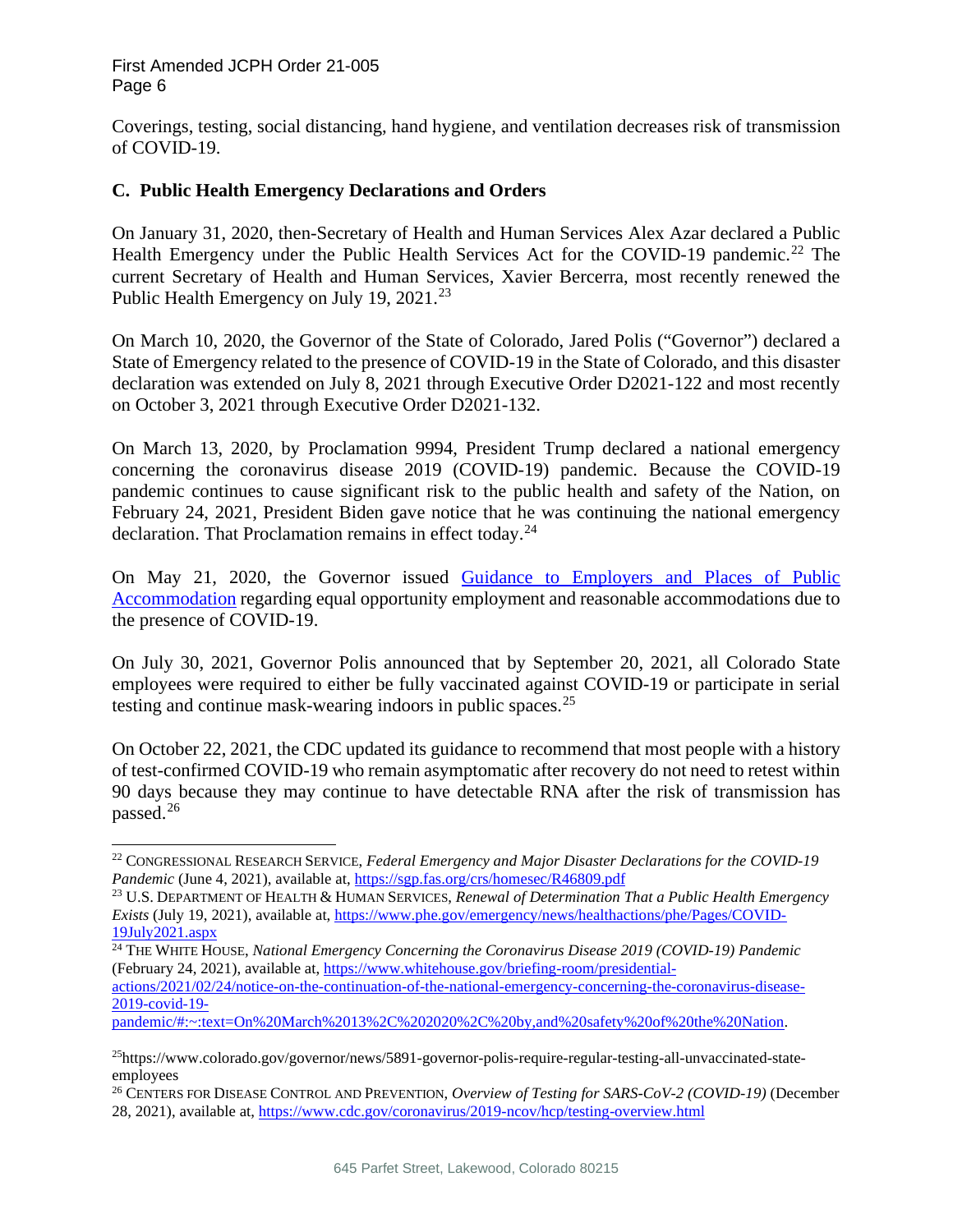Coverings, testing, social distancing, hand hygiene, and ventilation decreases risk of transmission of COVID-19.

### C. Public Health Emergency Declarations and Orders

On January 31, 2020, then-Secretary of Health and Human Services Alex Azar declared a Public Health Emergency under the Public Health Services Act for the COVID-19 pandemic.[22] The current Secretary of Health and Human Services, Xavier Bercerra, most recently renewed the Public Health Emergency on July 19, 2021.[23]

On March 10, 2020, the Governor of the State of Colorado, Jared Polis ("Governor") declared a State of Emergency related to the presence of COVID-19 in the State of Colorado, and this disaster declaration was extended on July 8, 2021 through Executive Order D2021-122 and most recently on October 3, 2021 through Executive Order D2021-132.

On March 13, 2020, by Proclamation 9994, President Trump declared a national emergency concerning the coronavirus disease 2019 (COVID-19) pandemic. Because the COVID-19 pandemic continues to cause significant risk to the public health and safety of the Nation, on February 24, 2021, President Biden gave notice that he was continuing the national emergency declaration. That Proclamation remains in effect today.[24]

On May 21, 2020, the Governor issued [Guidance to Employers and Places of Public Accommodation]() regarding equal opportunity employment and reasonable accommodations due to the presence of COVID-19.

On July 30, 2021, Governor Polis announced that by September 20, 2021, all Colorado State employees were required to either be fully vaccinated against COVID-19 or participate in serial testing and continue mask-wearing indoors in public spaces.[25]

On October 22, 2021, the CDC updated its guidance to recommend that most people with a history of test-confirmed COVID-19 who remain asymptomatic after recovery do not need to retest within 90 days because they may continue to have detectable RNA after the risk of transmission has passed.[26]

---

[22] CONGRESSIONAL RESEARCH SERVICE, *Federal Emergency and Major Disaster Declarations for the COVID-19 Pandemic* (June 4, 2021), available at, https://sgp.fas.org/crs/homesec/R46809.pdf

[23] U.S. DEPARTMENT OF HEALTH & HUMAN SERVICES, *Renewal of Determination That a Public Health Emergency Exists* (July 19, 2021), available at, https://www.phe.gov/emergency/news/healthactions/phe/Pages/COVID-19July2021.aspx

[24] THE WHITE HOUSE, *National Emergency Concerning the Coronavirus Disease 2019 (COVID-19) Pandemic* (February 24, 2021), available at, https://www.whitehouse.gov/briefing-room/presidential-actions/2021/02/24/notice-on-the-continuation-of-the-national-emergency-concerning-the-coronavirus-disease-2019-covid-19-pandemic/#:~:text=On%20March%2013%2C%202020%2C%20by,and%20safety%20of%20the%20Nation.

[25] https://www.colorado.gov/governor/news/5891-governor-polis-require-regular-testing-all-unvaccinated-state-employees

[26] CENTERS FOR DISEASE CONTROL AND PREVENTION, *Overview of Testing for SARS-CoV-2 (COVID-19)* (December 28, 2021), available at, https://www.cdc.gov/coronavirus/2019-ncov/hcp/testing-overview.html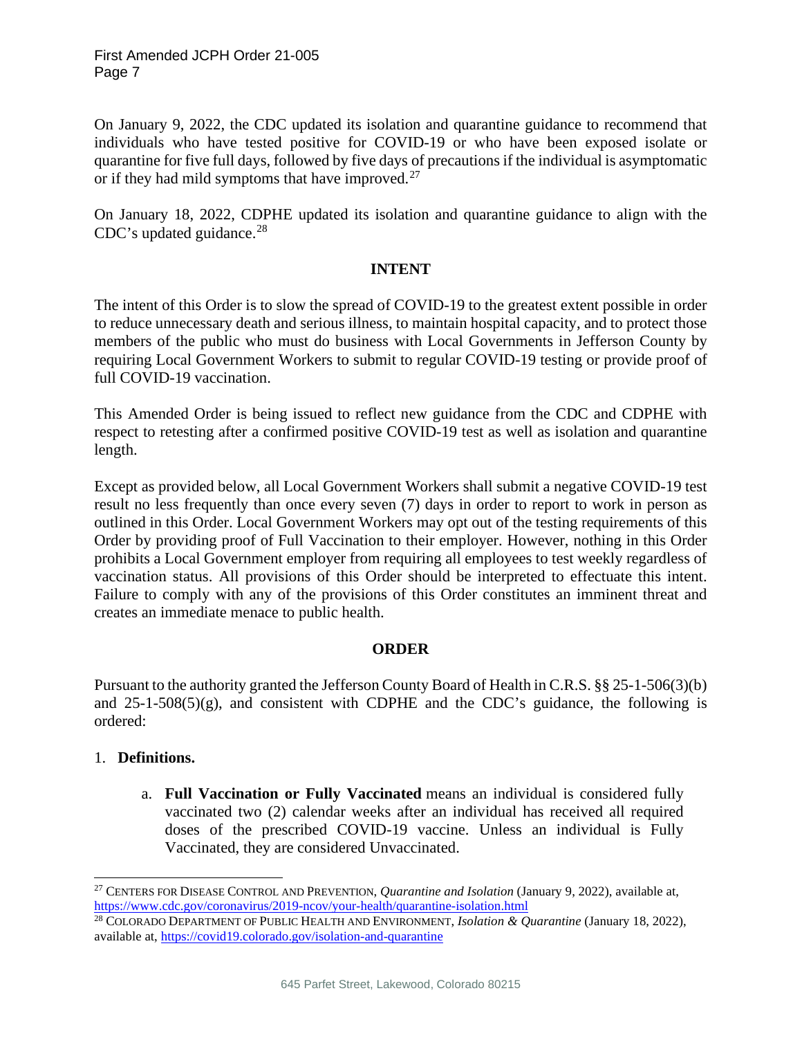On January 9, 2022, the CDC updated its isolation and quarantine guidance to recommend that individuals who have tested positive for COVID-19 or who have been exposed isolate or quarantine for five full days, followed by five days of precautions if the individual is asymptomatic or if they had mild symptoms that have improved.[27]

On January 18, 2022, CDPHE updated its isolation and quarantine guidance to align with the CDC's updated guidance.[28]

## INTENT

The intent of this Order is to slow the spread of COVID-19 to the greatest extent possible in order to reduce unnecessary death and serious illness, to maintain hospital capacity, and to protect those members of the public who must do business with Local Governments in Jefferson County by requiring Local Government Workers to submit to regular COVID-19 testing or provide proof of full COVID-19 vaccination.

This Amended Order is being issued to reflect new guidance from the CDC and CDPHE with respect to retesting after a confirmed positive COVID-19 test as well as isolation and quarantine length.

Except as provided below, all Local Government Workers shall submit a negative COVID-19 test result no less frequently than once every seven (7) days in order to report to work in person as outlined in this Order. Local Government Workers may opt out of the testing requirements of this Order by providing proof of Full Vaccination to their employer. However, nothing in this Order prohibits a Local Government employer from requiring all employees to test weekly regardless of vaccination status. All provisions of this Order should be interpreted to effectuate this intent. Failure to comply with any of the provisions of this Order constitutes an imminent threat and creates an immediate menace to public health.

## ORDER

Pursuant to the authority granted the Jefferson County Board of Health in C.R.S. §§ 25-1-506(3)(b) and 25-1-508(5)(g), and consistent with CDPHE and the CDC's guidance, the following is ordered:

1. **Definitions.**

    a. **Full Vaccination or Fully Vaccinated** means an individual is considered fully vaccinated two (2) calendar weeks after an individual has received all required doses of the prescribed COVID-19 vaccine. Unless an individual is Fully Vaccinated, they are considered Unvaccinated.

---

[27] CENTERS FOR DISEASE CONTROL AND PREVENTION, *Quarantine and Isolation* (January 9, 2022), available at, https://www.cdc.gov/coronavirus/2019-ncov/your-health/quarantine-isolation.html

[28] COLORADO DEPARTMENT OF PUBLIC HEALTH AND ENVIRONMENT, *Isolation & Quarantine* (January 18, 2022), available at, https://covid19.colorado.gov/isolation-and-quarantine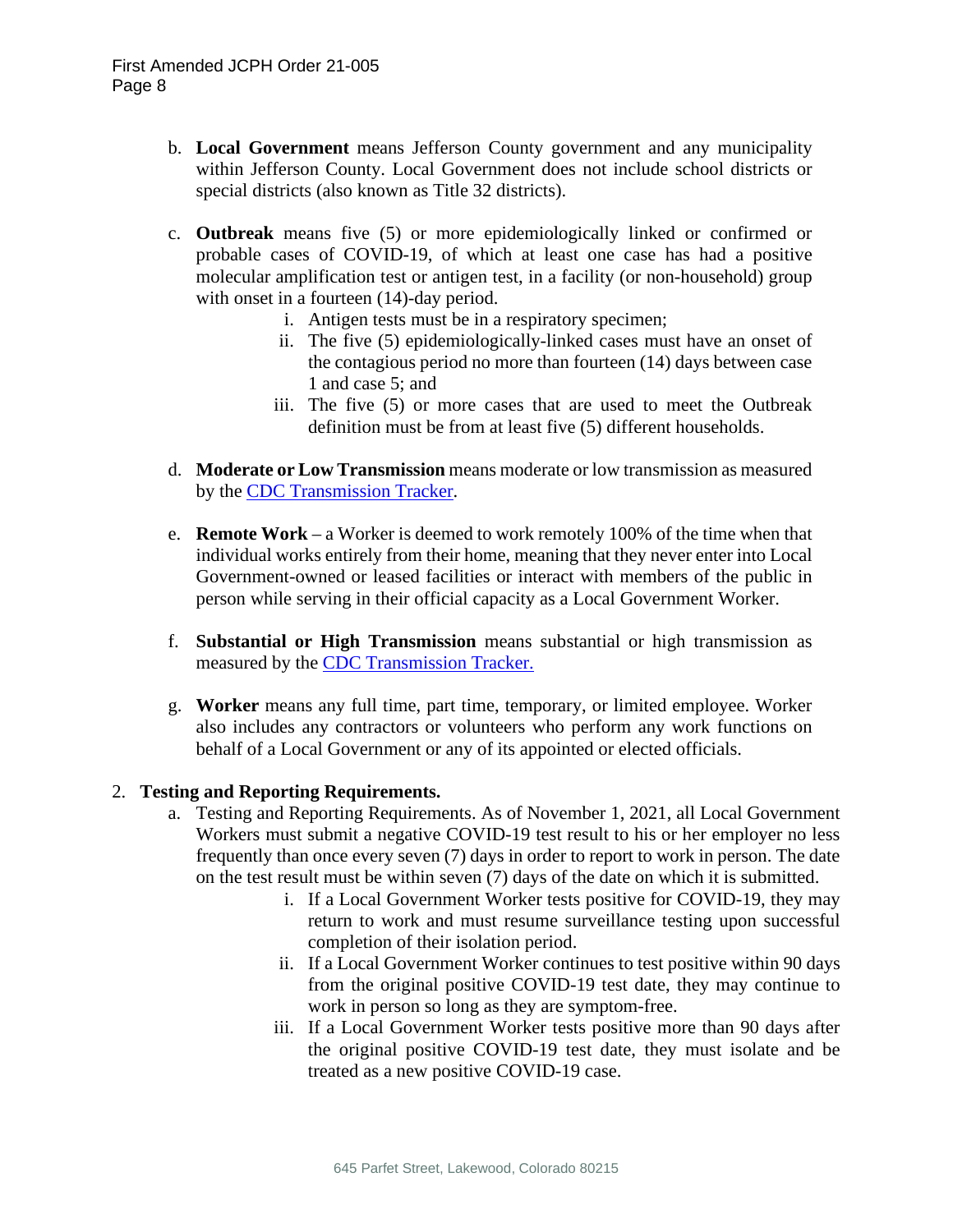b. **Local Government** means Jefferson County government and any municipality within Jefferson County. Local Government does not include school districts or special districts (also known as Title 32 districts).

c. **Outbreak** means five (5) or more epidemiologically linked or confirmed or probable cases of COVID-19, of which at least one case has had a positive molecular amplification test or antigen test, in a facility (or non-household) group with onset in a fourteen (14)-day period.

   i. Antigen tests must be in a respiratory specimen;
   ii. The five (5) epidemiologically-linked cases must have an onset of the contagious period no more than fourteen (14) days between case 1 and case 5; and
   iii. The five (5) or more cases that are used to meet the Outbreak definition must be from at least five (5) different households.

d. **Moderate or Low Transmission** means moderate or low transmission as measured by the CDC Transmission Tracker.

e. **Remote Work** – a Worker is deemed to work remotely 100% of the time when that individual works entirely from their home, meaning that they never enter into Local Government-owned or leased facilities or interact with members of the public in person while serving in their official capacity as a Local Government Worker.

f. **Substantial or High Transmission** means substantial or high transmission as measured by the CDC Transmission Tracker.

g. **Worker** means any full time, part time, temporary, or limited employee. Worker also includes any contractors or volunteers who perform any work functions on behalf of a Local Government or any of its appointed or elected officials.

2. **Testing and Reporting Requirements.**

   a. Testing and Reporting Requirements. As of November 1, 2021, all Local Government Workers must submit a negative COVID-19 test result to his or her employer no less frequently than once every seven (7) days in order to report to work in person. The date on the test result must be within seven (7) days of the date on which it is submitted.

      i. If a Local Government Worker tests positive for COVID-19, they may return to work and must resume surveillance testing upon successful completion of their isolation period.
      ii. If a Local Government Worker continues to test positive within 90 days from the original positive COVID-19 test date, they may continue to work in person so long as they are symptom-free.
      iii. If a Local Government Worker tests positive more than 90 days after the original positive COVID-19 test date, they must isolate and be treated as a new positive COVID-19 case.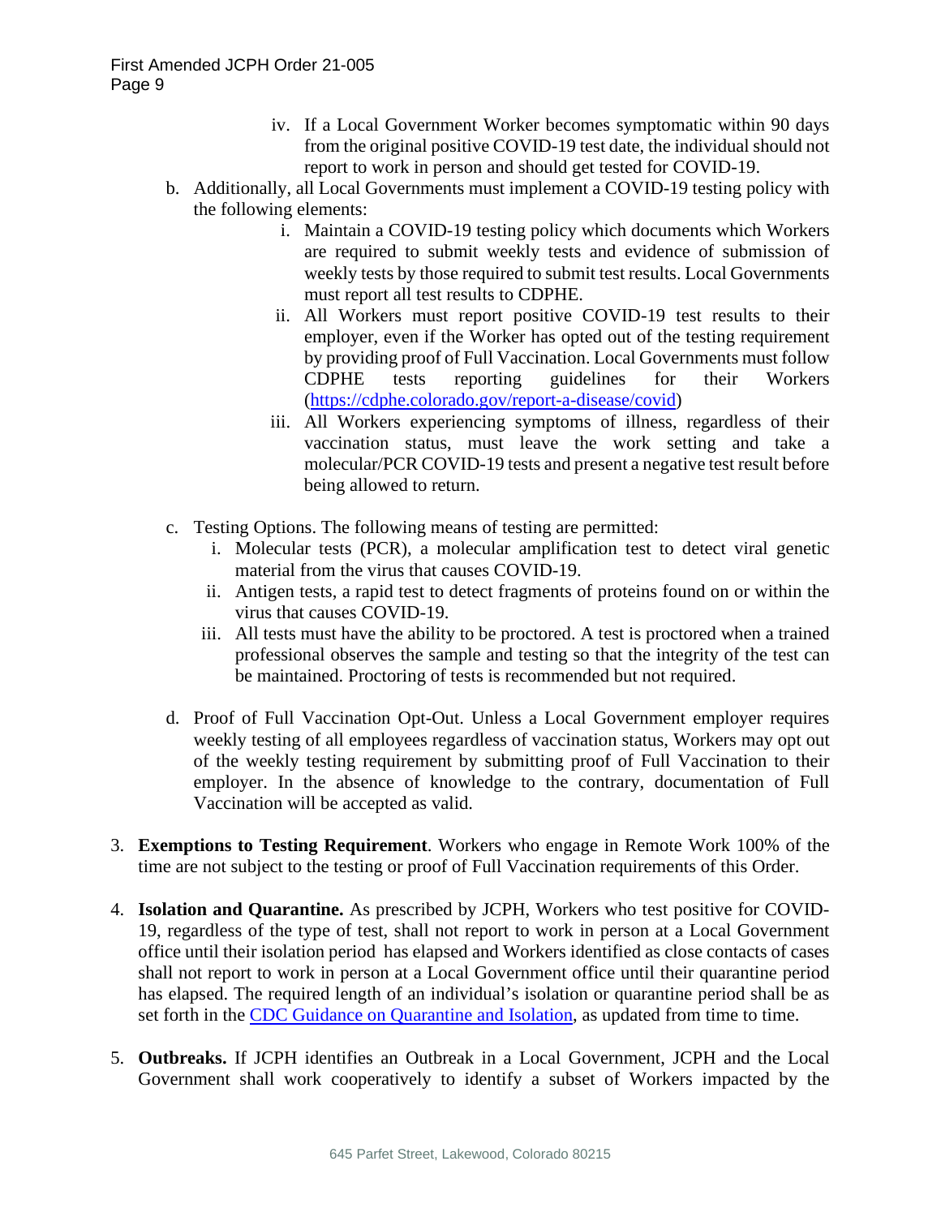iv. If a Local Government Worker becomes symptomatic within 90 days from the original positive COVID-19 test date, the individual should not report to work in person and should get tested for COVID-19.

b. Additionally, all Local Governments must implement a COVID-19 testing policy with the following elements:
   i. Maintain a COVID-19 testing policy which documents which Workers are required to submit weekly tests and evidence of submission of weekly tests by those required to submit test results. Local Governments must report all test results to CDPHE.
   ii. All Workers must report positive COVID-19 test results to their employer, even if the Worker has opted out of the testing requirement by providing proof of Full Vaccination. Local Governments must follow CDPHE tests reporting guidelines for their Workers ([https://cdphe.colorado.gov/report-a-disease/covid](https://cdphe.colorado.gov/report-a-disease/covid))
   iii. All Workers experiencing symptoms of illness, regardless of their vaccination status, must leave the work setting and take a molecular/PCR COVID-19 tests and present a negative test result before being allowed to return.

c. Testing Options. The following means of testing are permitted:
   i. Molecular tests (PCR), a molecular amplification test to detect viral genetic material from the virus that causes COVID-19.
   ii. Antigen tests, a rapid test to detect fragments of proteins found on or within the virus that causes COVID-19.
   iii. All tests must have the ability to be proctored. A test is proctored when a trained professional observes the sample and testing so that the integrity of the test can be maintained. Proctoring of tests is recommended but not required.

d. Proof of Full Vaccination Opt-Out. Unless a Local Government employer requires weekly testing of all employees regardless of vaccination status, Workers may opt out of the weekly testing requirement by submitting proof of Full Vaccination to their employer. In the absence of knowledge to the contrary, documentation of Full Vaccination will be accepted as valid.

3. **Exemptions to Testing Requirement**. Workers who engage in Remote Work 100% of the time are not subject to the testing or proof of Full Vaccination requirements of this Order.

4. **Isolation and Quarantine.** As prescribed by JCPH, Workers who test positive for COVID-19, regardless of the type of test, shall not report to work in person at a Local Government office until their isolation period has elapsed and Workers identified as close contacts of cases shall not report to work in person at a Local Government office until their quarantine period has elapsed. The required length of an individual's isolation or quarantine period shall be as set forth in the CDC Guidance on Quarantine and Isolation, as updated from time to time.

5. **Outbreaks.** If JCPH identifies an Outbreak in a Local Government, JCPH and the Local Government shall work cooperatively to identify a subset of Workers impacted by the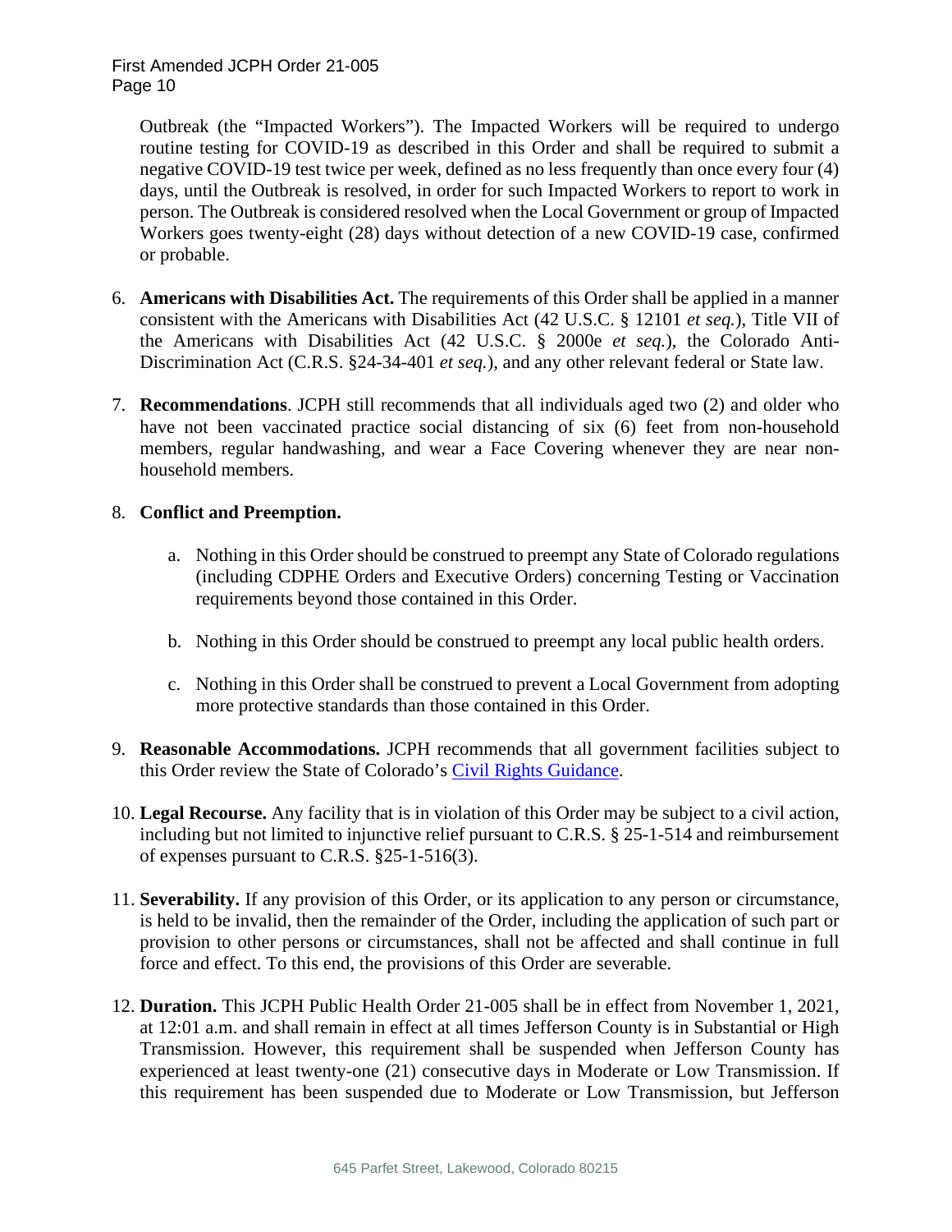Outbreak (the "Impacted Workers"). The Impacted Workers will be required to undergo routine testing for COVID-19 as described in this Order and shall be required to submit a negative COVID-19 test twice per week, defined as no less frequently than once every four (4) days, until the Outbreak is resolved, in order for such Impacted Workers to report to work in person. The Outbreak is considered resolved when the Local Government or group of Impacted Workers goes twenty-eight (28) days without detection of a new COVID-19 case, confirmed or probable.

6. **Americans with Disabilities Act.** The requirements of this Order shall be applied in a manner consistent with the Americans with Disabilities Act (42 U.S.C. § 12101 *et seq.*), Title VII of the Americans with Disabilities Act (42 U.S.C. § 2000e *et seq.*), the Colorado Anti-Discrimination Act (C.R.S. §24-34-401 *et seq.*), and any other relevant federal or State law.

7. **Recommendations**. JCPH still recommends that all individuals aged two (2) and older who have not been vaccinated practice social distancing of six (6) feet from non-household members, regular handwashing, and wear a Face Covering whenever they are near non-household members.

8. **Conflict and Preemption.**

   a. Nothing in this Order should be construed to preempt any State of Colorado regulations (including CDPHE Orders and Executive Orders) concerning Testing or Vaccination requirements beyond those contained in this Order.

   b. Nothing in this Order should be construed to preempt any local public health orders.

   c. Nothing in this Order shall be construed to prevent a Local Government from adopting more protective standards than those contained in this Order.

9. **Reasonable Accommodations.** JCPH recommends that all government facilities subject to this Order review the State of Colorado's Civil Rights Guidance.

10. **Legal Recourse.** Any facility that is in violation of this Order may be subject to a civil action, including but not limited to injunctive relief pursuant to C.R.S. § 25-1-514 and reimbursement of expenses pursuant to C.R.S. §25-1-516(3).

11. **Severability.** If any provision of this Order, or its application to any person or circumstance, is held to be invalid, then the remainder of the Order, including the application of such part or provision to other persons or circumstances, shall not be affected and shall continue in full force and effect. To this end, the provisions of this Order are severable.

12. **Duration.** This JCPH Public Health Order 21-005 shall be in effect from November 1, 2021, at 12:01 a.m. and shall remain in effect at all times Jefferson County is in Substantial or High Transmission. However, this requirement shall be suspended when Jefferson County has experienced at least twenty-one (21) consecutive days in Moderate or Low Transmission. If this requirement has been suspended due to Moderate or Low Transmission, but Jefferson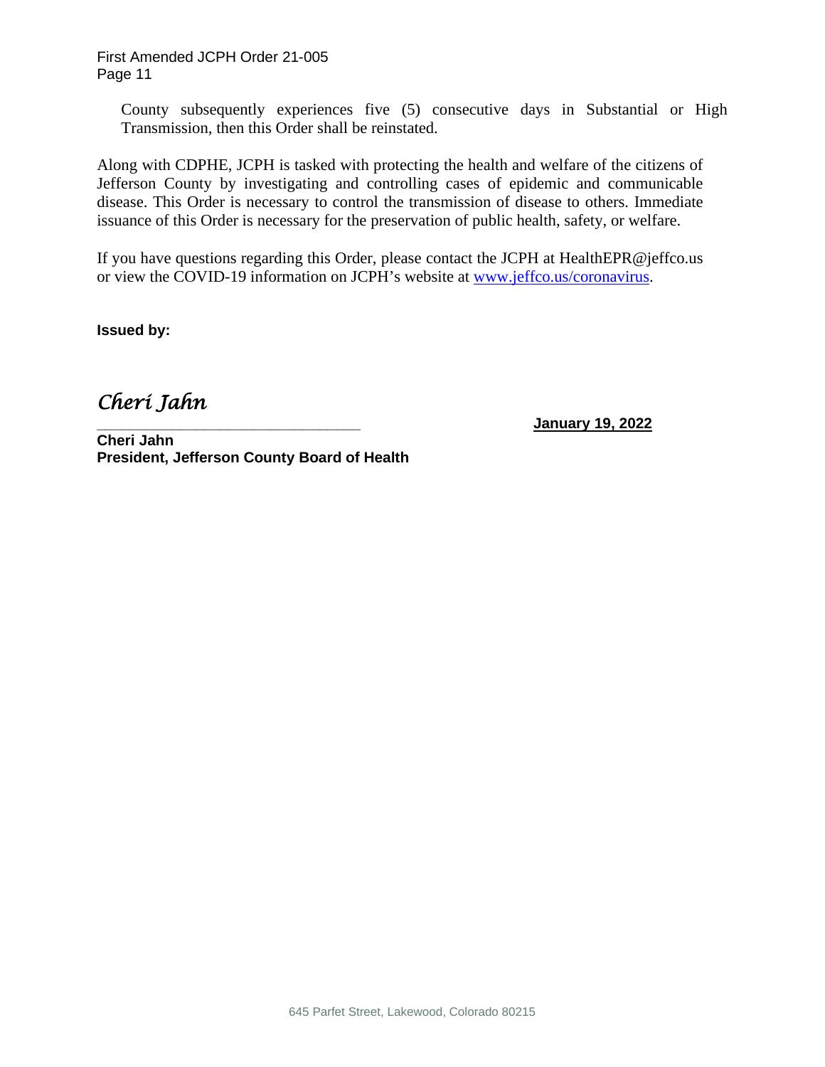County subsequently experiences five (5) consecutive days in Substantial or High Transmission, then this Order shall be reinstated.

Along with CDPHE, JCPH is tasked with protecting the health and welfare of the citizens of Jefferson County by investigating and controlling cases of epidemic and communicable disease. This Order is necessary to control the transmission of disease to others. Immediate issuance of this Order is necessary for the preservation of public health, safety, or welfare.

If you have questions regarding this Order, please contact the JCPH at HealthEPR@jeffco.us or view the COVID-19 information on JCPH's website at [www.jeffco.us/coronavirus](http://www.jeffco.us/coronavirus).

**Issued by:**

*Cheri Jahn*

\_\_\_\_\_\_\_\_\_\_\_\_\_\_\_\_\_\_\_\_\_\_\_\_\_\_\_\_\_\_\_\_\_\_ **January 19, 2022**

**Cheri Jahn**
**President, Jefferson County Board of Health**